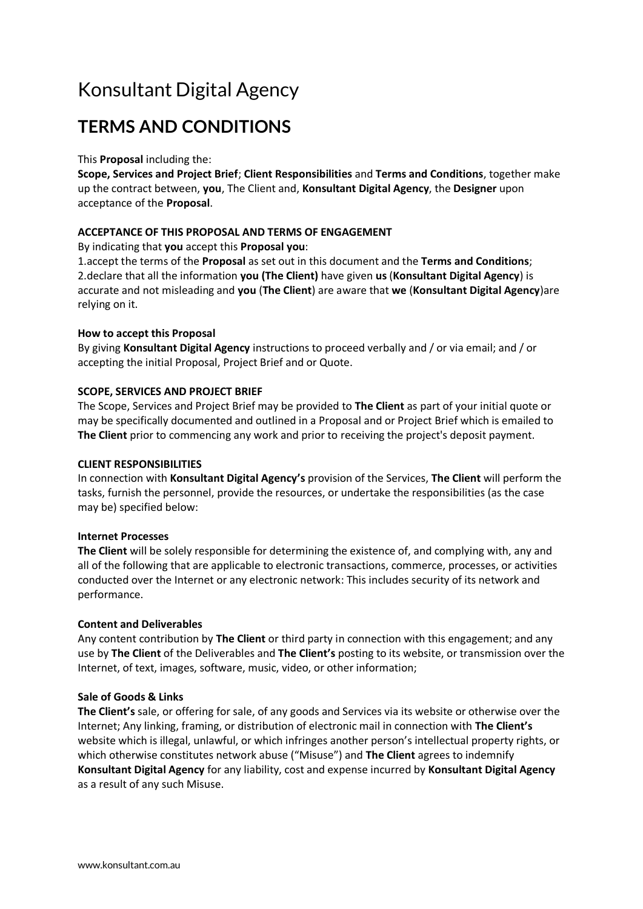# Konsultant Digital Agency

## TERMS AND CONDITIONS

This **Proposal** including the:
**Scope, Services and Project Brief**; **Client Responsibilities** and **Terms and Conditions**, together make up the contract between, **you**, The Client and, **Konsultant Digital Agency**, the **Designer** upon acceptance of the **Proposal**.

**ACCEPTANCE OF THIS PROPOSAL AND TERMS OF ENGAGEMENT**

By indicating that **you** accept this **Proposal you**:
1.accept the terms of the **Proposal** as set out in this document and the **Terms and Conditions**;
2.declare that all the information **you (The Client)** have given **us** (**Konsultant Digital Agency**) is accurate and not misleading and **you** (**The Client**) are aware that **we** (**Konsultant Digital Agency**)are relying on it.

**How to accept this Proposal**

By giving **Konsultant Digital Agency** instructions to proceed verbally and / or via email; and / or accepting the initial Proposal, Project Brief and or Quote.

**SCOPE, SERVICES AND PROJECT BRIEF**

The Scope, Services and Project Brief may be provided to **The Client** as part of your initial quote or may be specifically documented and outlined in a Proposal and or Project Brief which is emailed to **The Client** prior to commencing any work and prior to receiving the project's deposit payment.

**CLIENT RESPONSIBILITIES**

In connection with **Konsultant Digital Agency's** provision of the Services, **The Client** will perform the tasks, furnish the personnel, provide the resources, or undertake the responsibilities (as the case may be) specified below:

**Internet Processes**

**The Client** will be solely responsible for determining the existence of, and complying with, any and all of the following that are applicable to electronic transactions, commerce, processes, or activities conducted over the Internet or any electronic network: This includes security of its network and performance.

**Content and Deliverables**

Any content contribution by **The Client** or third party in connection with this engagement; and any use by **The Client** of the Deliverables and **The Client's** posting to its website, or transmission over the Internet, of text, images, software, music, video, or other information;

**Sale of Goods & Links**

**The Client's** sale, or offering for sale, of any goods and Services via its website or otherwise over the Internet; Any linking, framing, or distribution of electronic mail in connection with **The Client's** website which is illegal, unlawful, or which infringes another person's intellectual property rights, or which otherwise constitutes network abuse ("Misuse") and **The Client** agrees to indemnify **Konsultant Digital Agency** for any liability, cost and expense incurred by **Konsultant Digital Agency** as a result of any such Misuse.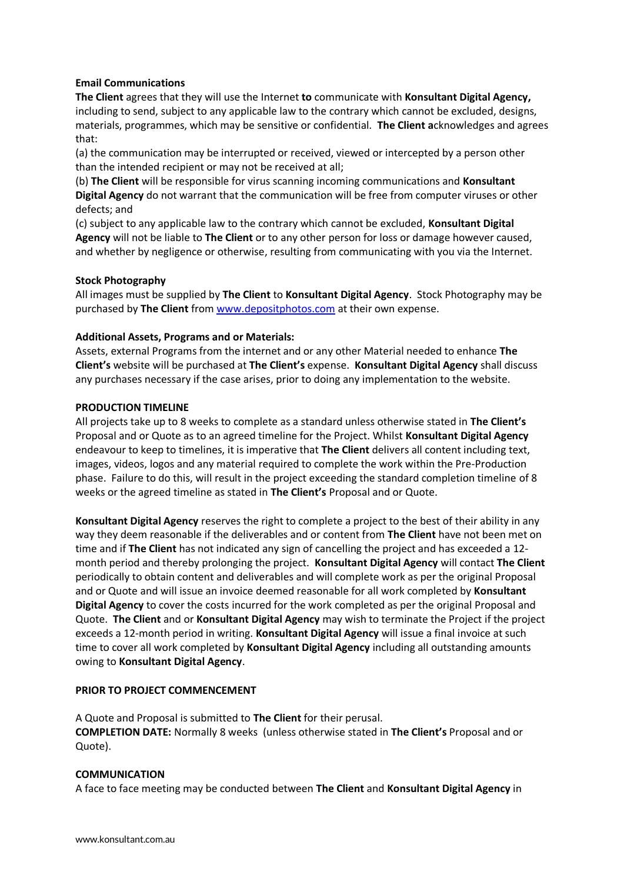**Email Communications**

**The Client** agrees that they will use the Internet **to** communicate with **Konsultant Digital Agency,** including to send, subject to any applicable law to the contrary which cannot be excluded, designs, materials, programmes, which may be sensitive or confidential. **The Client a**cknowledges and agrees that:

(a) the communication may be interrupted or received, viewed or intercepted by a person other than the intended recipient or may not be received at all;

(b) **The Client** will be responsible for virus scanning incoming communications and **Konsultant Digital Agency** do not warrant that the communication will be free from computer viruses or other defects; and

(c) subject to any applicable law to the contrary which cannot be excluded, **Konsultant Digital Agency** will not be liable to **The Client** or to any other person for loss or damage however caused, and whether by negligence or otherwise, resulting from communicating with you via the Internet.

**Stock Photography**

All images must be supplied by **The Client** to **Konsultant Digital Agency**. Stock Photography may be purchased by **The Client** from [www.depositphotos.com](http://www.depositphotos.com) at their own expense.

**Additional Assets, Programs and or Materials:**

Assets, external Programs from the internet and or any other Material needed to enhance **The Client's** website will be purchased at **The Client's** expense. **Konsultant Digital Agency** shall discuss any purchases necessary if the case arises, prior to doing any implementation to the website.

**PRODUCTION TIMELINE**

All projects take up to 8 weeks to complete as a standard unless otherwise stated in **The Client's** Proposal and or Quote as to an agreed timeline for the Project. Whilst **Konsultant Digital Agency** endeavour to keep to timelines, it is imperative that **The Client** delivers all content including text, images, videos, logos and any material required to complete the work within the Pre-Production phase. Failure to do this, will result in the project exceeding the standard completion timeline of 8 weeks or the agreed timeline as stated in **The Client's** Proposal and or Quote.

**Konsultant Digital Agency** reserves the right to complete a project to the best of their ability in any way they deem reasonable if the deliverables and or content from **The Client** have not been met on time and if **The Client** has not indicated any sign of cancelling the project and has exceeded a 12-month period and thereby prolonging the project. **Konsultant Digital Agency** will contact **The Client** periodically to obtain content and deliverables and will complete work as per the original Proposal and or Quote and will issue an invoice deemed reasonable for all work completed by **Konsultant Digital Agency** to cover the costs incurred for the work completed as per the original Proposal and Quote. **The Client** and or **Konsultant Digital Agency** may wish to terminate the Project if the project exceeds a 12-month period in writing. **Konsultant Digital Agency** will issue a final invoice at such time to cover all work completed by **Konsultant Digital Agency** including all outstanding amounts owing to **Konsultant Digital Agency**.

**PRIOR TO PROJECT COMMENCEMENT**

A Quote and Proposal is submitted to **The Client** for their perusal.

**COMPLETION DATE:** Normally 8 weeks (unless otherwise stated in **The Client's** Proposal and or Quote).

**COMMUNICATION**

A face to face meeting may be conducted between **The Client** and **Konsultant Digital Agency** in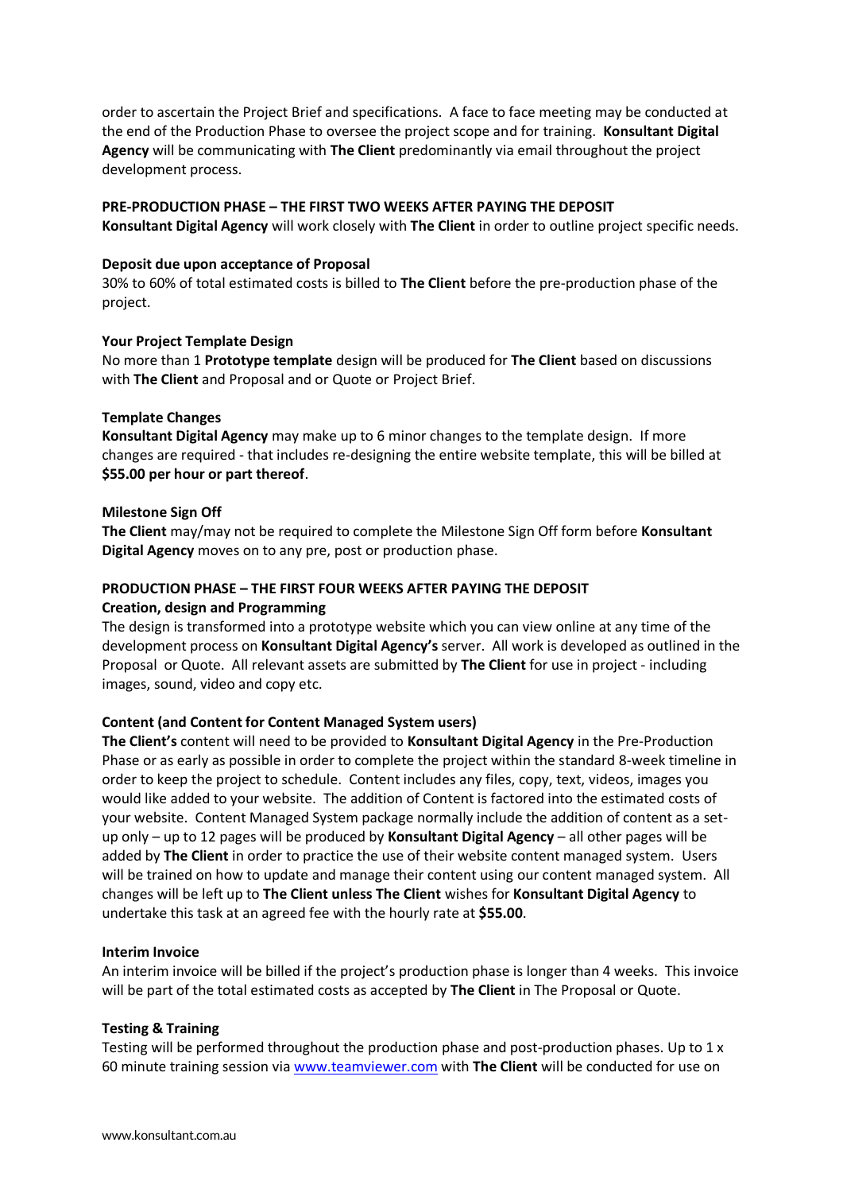order to ascertain the Project Brief and specifications. A face to face meeting may be conducted at the end of the Production Phase to oversee the project scope and for training. **Konsultant Digital Agency** will be communicating with **The Client** predominantly via email throughout the project development process.

**PRE-PRODUCTION PHASE – THE FIRST TWO WEEKS AFTER PAYING THE DEPOSIT**
**Konsultant Digital Agency** will work closely with **The Client** in order to outline project specific needs.

**Deposit due upon acceptance of Proposal**
30% to 60% of total estimated costs is billed to **The Client** before the pre-production phase of the project.

**Your Project Template Design**
No more than 1 **Prototype template** design will be produced for **The Client** based on discussions with **The Client** and Proposal and or Quote or Project Brief.

**Template Changes**
**Konsultant Digital Agency** may make up to 6 minor changes to the template design. If more changes are required - that includes re-designing the entire website template, this will be billed at **$55.00 per hour or part thereof**.

**Milestone Sign Off**
**The Client** may/may not be required to complete the Milestone Sign Off form before **Konsultant Digital Agency** moves on to any pre, post or production phase.

**PRODUCTION PHASE – THE FIRST FOUR WEEKS AFTER PAYING THE DEPOSIT**
**Creation, design and Programming**
The design is transformed into a prototype website which you can view online at any time of the development process on **Konsultant Digital Agency's** server. All work is developed as outlined in the Proposal or Quote. All relevant assets are submitted by **The Client** for use in project - including images, sound, video and copy etc.

**Content (and Content for Content Managed System users)**
**The Client's** content will need to be provided to **Konsultant Digital Agency** in the Pre-Production Phase or as early as possible in order to complete the project within the standard 8-week timeline in order to keep the project to schedule. Content includes any files, copy, text, videos, images you would like added to your website. The addition of Content is factored into the estimated costs of your website. Content Managed System package normally include the addition of content as a set-up only – up to 12 pages will be produced by **Konsultant Digital Agency** – all other pages will be added by **The Client** in order to practice the use of their website content managed system. Users will be trained on how to update and manage their content using our content managed system. All changes will be left up to **The Client unless The Client** wishes for **Konsultant Digital Agency** to undertake this task at an agreed fee with the hourly rate at **$55.00**.

**Interim Invoice**
An interim invoice will be billed if the project's production phase is longer than 4 weeks. This invoice will be part of the total estimated costs as accepted by **The Client** in The Proposal or Quote.

**Testing & Training**
Testing will be performed throughout the production phase and post-production phases. Up to 1 x 60 minute training session via [www.teamviewer.com](http://www.teamviewer.com) with **The Client** will be conducted for use on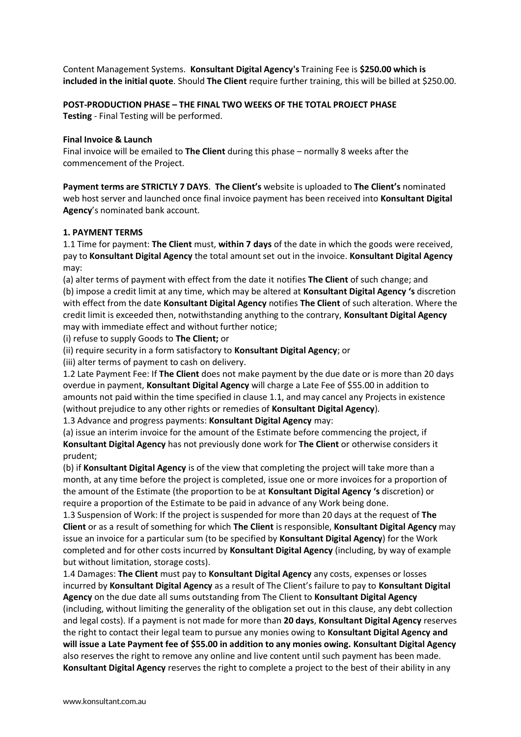Content Management Systems. **Konsultant Digital Agency's** Training Fee is **$250.00 which is included in the initial quote**. Should **The Client** require further training, this will be billed at $250.00.

**POST-PRODUCTION PHASE – THE FINAL TWO WEEKS OF THE TOTAL PROJECT PHASE**
**Testing** - Final Testing will be performed.

**Final Invoice & Launch**
Final invoice will be emailed to **The Client** during this phase – normally 8 weeks after the commencement of the Project.

**Payment terms are STRICTLY 7 DAYS**. **The Client's** website is uploaded to **The Client's** nominated web host server and launched once final invoice payment has been received into **Konsultant Digital Agency**'s nominated bank account.

**1. PAYMENT TERMS**

1.1 Time for payment: **The Client** must, **within 7 days** of the date in which the goods were received, pay to **Konsultant Digital Agency** the total amount set out in the invoice. **Konsultant Digital Agency** may:

(a) alter terms of payment with effect from the date it notifies **The Client** of such change; and
(b) impose a credit limit at any time, which may be altered at **Konsultant Digital Agency 's** discretion with effect from the date **Konsultant Digital Agency** notifies **The Client** of such alteration. Where the credit limit is exceeded then, notwithstanding anything to the contrary, **Konsultant Digital Agency** may with immediate effect and without further notice;
(i) refuse to supply Goods to **The Client;** or
(ii) require security in a form satisfactory to **Konsultant Digital Agency**; or
(iii) alter terms of payment to cash on delivery.

1.2 Late Payment Fee: If **The Client** does not make payment by the due date or is more than 20 days overdue in payment, **Konsultant Digital Agency** will charge a Late Fee of $55.00 in addition to amounts not paid within the time specified in clause 1.1, and may cancel any Projects in existence (without prejudice to any other rights or remedies of **Konsultant Digital Agency**).

1.3 Advance and progress payments: **Konsultant Digital Agency** may:
(a) issue an interim invoice for the amount of the Estimate before commencing the project, if **Konsultant Digital Agency** has not previously done work for **The Client** or otherwise considers it prudent;
(b) if **Konsultant Digital Agency** is of the view that completing the project will take more than a month, at any time before the project is completed, issue one or more invoices for a proportion of the amount of the Estimate (the proportion to be at **Konsultant Digital Agency 's** discretion) or require a proportion of the Estimate to be paid in advance of any Work being done.

1.3 Suspension of Work: If the project is suspended for more than 20 days at the request of **The Client** or as a result of something for which **The Client** is responsible, **Konsultant Digital Agency** may issue an invoice for a particular sum (to be specified by **Konsultant Digital Agency**) for the Work completed and for other costs incurred by **Konsultant Digital Agency** (including, by way of example but without limitation, storage costs).

1.4 Damages: **The Client** must pay to **Konsultant Digital Agency** any costs, expenses or losses incurred by **Konsultant Digital Agency** as a result of The Client's failure to pay to **Konsultant Digital Agency** on the due date all sums outstanding from The Client to **Konsultant Digital Agency** (including, without limiting the generality of the obligation set out in this clause, any debt collection and legal costs). If a payment is not made for more than **20 days**, **Konsultant Digital Agency** reserves the right to contact their legal team to pursue any monies owing to **Konsultant Digital Agency and will issue a Late Payment fee of $55.00 in addition to any monies owing. Konsultant Digital Agency** also reserves the right to remove any online and live content until such payment has been made. **Konsultant Digital Agency** reserves the right to complete a project to the best of their ability in any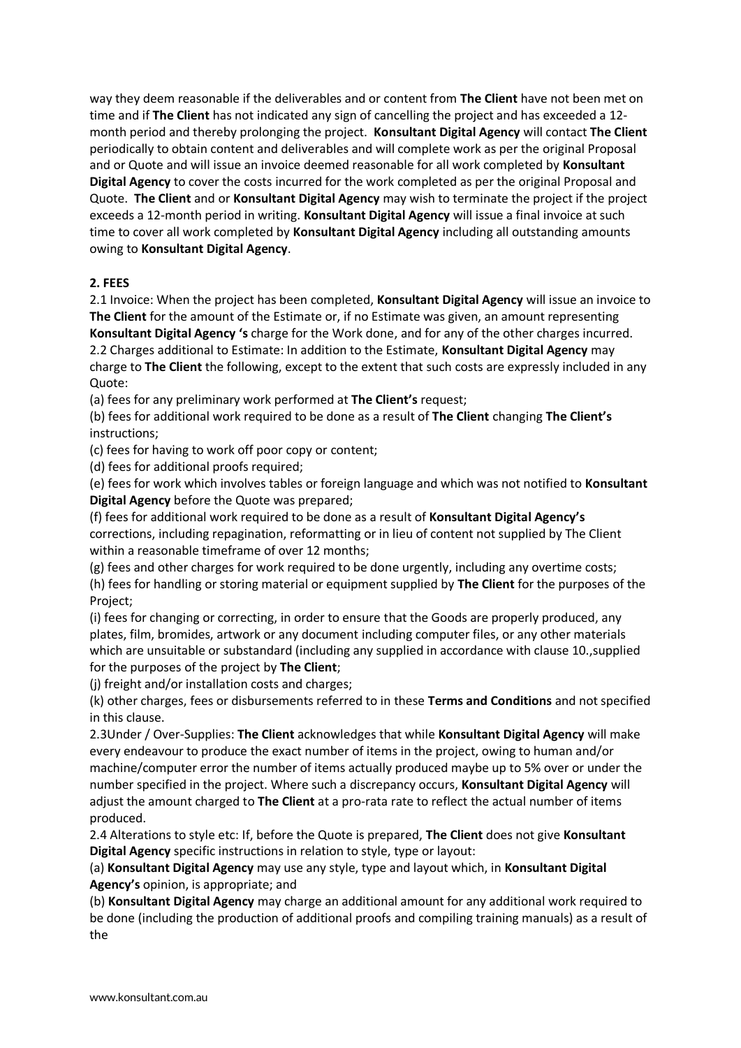way they deem reasonable if the deliverables and or content from **The Client** have not been met on time and if **The Client** has not indicated any sign of cancelling the project and has exceeded a 12-month period and thereby prolonging the project. **Konsultant Digital Agency** will contact **The Client** periodically to obtain content and deliverables and will complete work as per the original Proposal and or Quote and will issue an invoice deemed reasonable for all work completed by **Konsultant Digital Agency** to cover the costs incurred for the work completed as per the original Proposal and Quote. **The Client** and or **Konsultant Digital Agency** may wish to terminate the project if the project exceeds a 12-month period in writing. **Konsultant Digital Agency** will issue a final invoice at such time to cover all work completed by **Konsultant Digital Agency** including all outstanding amounts owing to **Konsultant Digital Agency**.

**2. FEES**

2.1 Invoice: When the project has been completed, **Konsultant Digital Agency** will issue an invoice to **The Client** for the amount of the Estimate or, if no Estimate was given, an amount representing **Konsultant Digital Agency 's** charge for the Work done, and for any of the other charges incurred.

2.2 Charges additional to Estimate: In addition to the Estimate, **Konsultant Digital Agency** may charge to **The Client** the following, except to the extent that such costs are expressly included in any Quote:

(a) fees for any preliminary work performed at **The Client's** request;

(b) fees for additional work required to be done as a result of **The Client** changing **The Client's** instructions;

(c) fees for having to work off poor copy or content;

(d) fees for additional proofs required;

(e) fees for work which involves tables or foreign language and which was not notified to **Konsultant Digital Agency** before the Quote was prepared;

(f) fees for additional work required to be done as a result of **Konsultant Digital Agency's** corrections, including repagination, reformatting or in lieu of content not supplied by The Client within a reasonable timeframe of over 12 months;

(g) fees and other charges for work required to be done urgently, including any overtime costs;

(h) fees for handling or storing material or equipment supplied by **The Client** for the purposes of the Project;

(i) fees for changing or correcting, in order to ensure that the Goods are properly produced, any plates, film, bromides, artwork or any document including computer files, or any other materials which are unsuitable or substandard (including any supplied in accordance with clause 10.,supplied for the purposes of the project by **The Client**;

(j) freight and/or installation costs and charges;

(k) other charges, fees or disbursements referred to in these **Terms and Conditions** and not specified in this clause.

2.3Under / Over-Supplies: **The Client** acknowledges that while **Konsultant Digital Agency** will make every endeavour to produce the exact number of items in the project, owing to human and/or machine/computer error the number of items actually produced maybe up to 5% over or under the number specified in the project. Where such a discrepancy occurs, **Konsultant Digital Agency** will adjust the amount charged to **The Client** at a pro-rata rate to reflect the actual number of items produced.

2.4 Alterations to style etc: If, before the Quote is prepared, **The Client** does not give **Konsultant Digital Agency** specific instructions in relation to style, type or layout:

(a) **Konsultant Digital Agency** may use any style, type and layout which, in **Konsultant Digital Agency's** opinion, is appropriate; and

(b) **Konsultant Digital Agency** may charge an additional amount for any additional work required to be done (including the production of additional proofs and compiling training manuals) as a result of the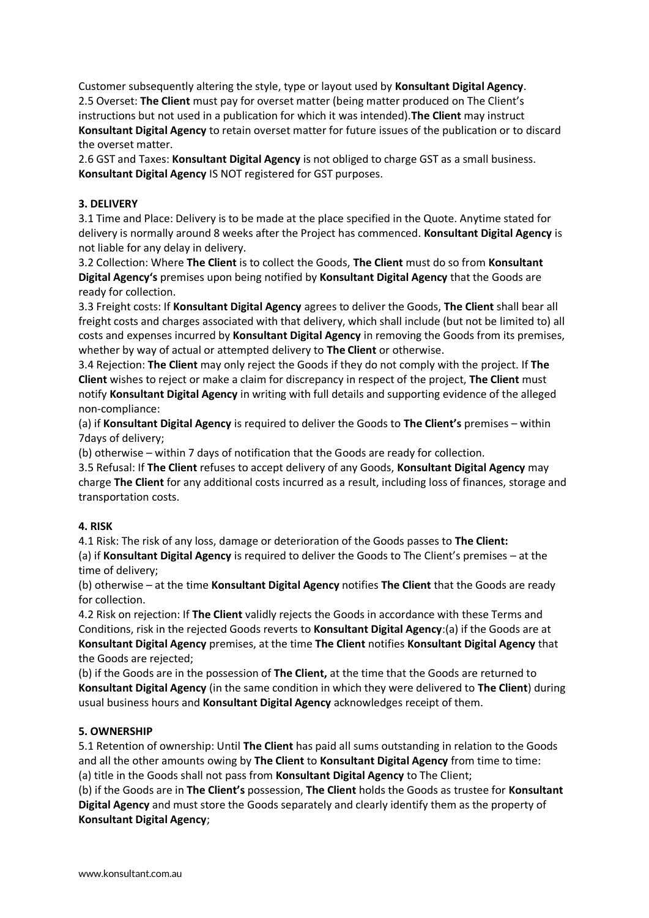Customer subsequently altering the style, type or layout used by **Konsultant Digital Agency**.

2.5 Overset: **The Client** must pay for overset matter (being matter produced on The Client's instructions but not used in a publication for which it was intended).**The Client** may instruct **Konsultant Digital Agency** to retain overset matter for future issues of the publication or to discard the overset matter.

2.6 GST and Taxes: **Konsultant Digital Agency** is not obliged to charge GST as a small business. **Konsultant Digital Agency** IS NOT registered for GST purposes.

**3. DELIVERY**

3.1 Time and Place: Delivery is to be made at the place specified in the Quote. Anytime stated for delivery is normally around 8 weeks after the Project has commenced. **Konsultant Digital Agency** is not liable for any delay in delivery.

3.2 Collection: Where **The Client** is to collect the Goods, **The Client** must do so from **Konsultant Digital Agency's** premises upon being notified by **Konsultant Digital Agency** that the Goods are ready for collection.

3.3 Freight costs: If **Konsultant Digital Agency** agrees to deliver the Goods, **The Client** shall bear all freight costs and charges associated with that delivery, which shall include (but not be limited to) all costs and expenses incurred by **Konsultant Digital Agency** in removing the Goods from its premises, whether by way of actual or attempted delivery to **The Client** or otherwise.

3.4 Rejection: **The Client** may only reject the Goods if they do not comply with the project. If **The Client** wishes to reject or make a claim for discrepancy in respect of the project, **The Client** must notify **Konsultant Digital Agency** in writing with full details and supporting evidence of the alleged non-compliance:

(a) if **Konsultant Digital Agency** is required to deliver the Goods to **The Client's** premises – within 7days of delivery;

(b) otherwise – within 7 days of notification that the Goods are ready for collection.

3.5 Refusal: If **The Client** refuses to accept delivery of any Goods, **Konsultant Digital Agency** may charge **The Client** for any additional costs incurred as a result, including loss of finances, storage and transportation costs.

**4. RISK**

4.1 Risk: The risk of any loss, damage or deterioration of the Goods passes to **The Client:**

(a) if **Konsultant Digital Agency** is required to deliver the Goods to The Client's premises – at the time of delivery;

(b) otherwise – at the time **Konsultant Digital Agency** notifies **The Client** that the Goods are ready for collection.

4.2 Risk on rejection: If **The Client** validly rejects the Goods in accordance with these Terms and Conditions, risk in the rejected Goods reverts to **Konsultant Digital Agency**:(a) if the Goods are at **Konsultant Digital Agency** premises, at the time **The Client** notifies **Konsultant Digital Agency** that the Goods are rejected;

(b) if the Goods are in the possession of **The Client,** at the time that the Goods are returned to **Konsultant Digital Agency** (in the same condition in which they were delivered to **The Client**) during usual business hours and **Konsultant Digital Agency** acknowledges receipt of them.

**5. OWNERSHIP**

5.1 Retention of ownership: Until **The Client** has paid all sums outstanding in relation to the Goods and all the other amounts owing by **The Client** to **Konsultant Digital Agency** from time to time:

(a) title in the Goods shall not pass from **Konsultant Digital Agency** to The Client;

(b) if the Goods are in **The Client's** possession, **The Client** holds the Goods as trustee for **Konsultant Digital Agency** and must store the Goods separately and clearly identify them as the property of **Konsultant Digital Agency**;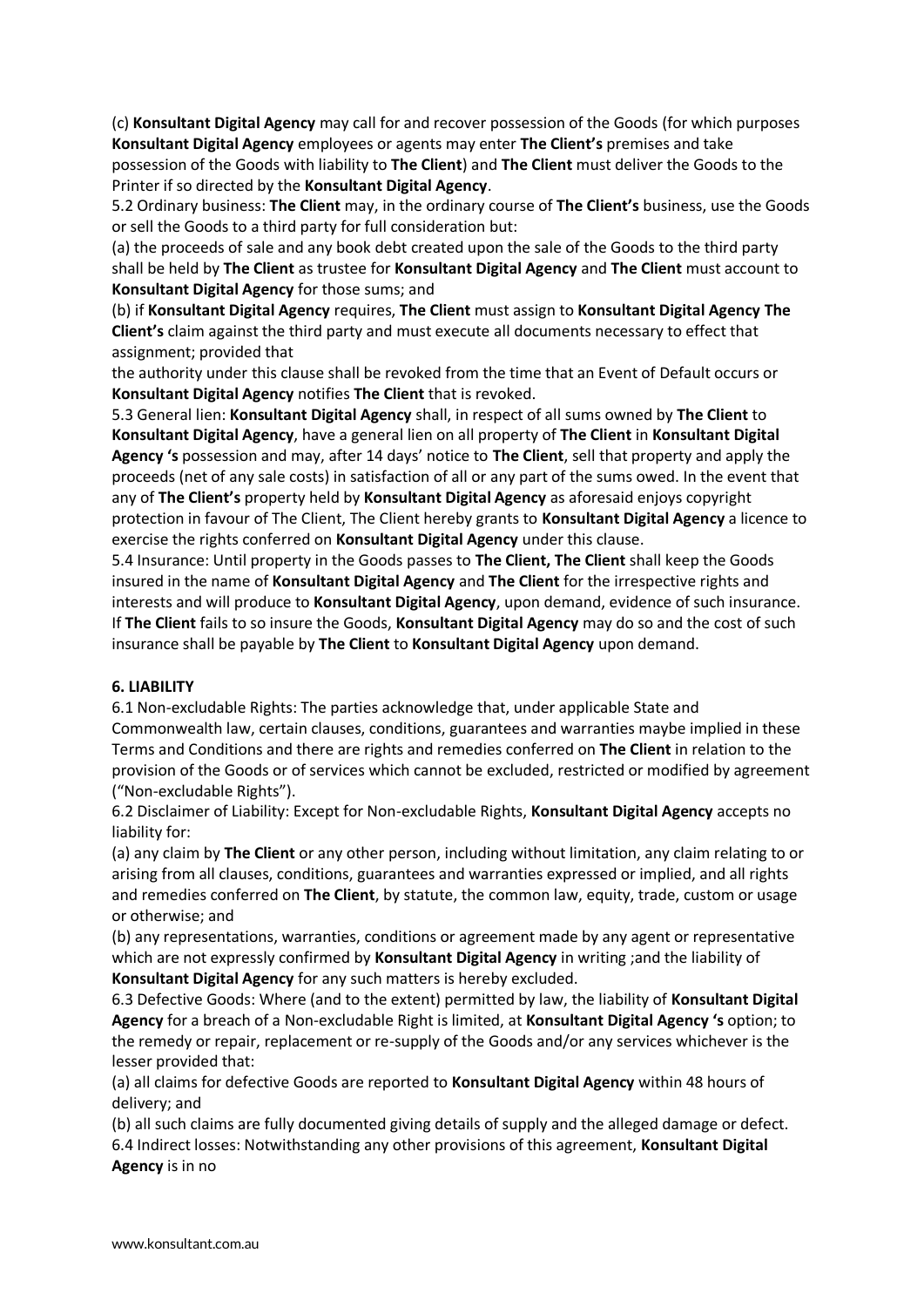(c) **Konsultant Digital Agency** may call for and recover possession of the Goods (for which purposes **Konsultant Digital Agency** employees or agents may enter **The Client's** premises and take possession of the Goods with liability to **The Client**) and **The Client** must deliver the Goods to the Printer if so directed by the **Konsultant Digital Agency**.

5.2 Ordinary business: **The Client** may, in the ordinary course of **The Client's** business, use the Goods or sell the Goods to a third party for full consideration but:

(a) the proceeds of sale and any book debt created upon the sale of the Goods to the third party shall be held by **The Client** as trustee for **Konsultant Digital Agency** and **The Client** must account to **Konsultant Digital Agency** for those sums; and

(b) if **Konsultant Digital Agency** requires, **The Client** must assign to **Konsultant Digital Agency The Client's** claim against the third party and must execute all documents necessary to effect that assignment; provided that

the authority under this clause shall be revoked from the time that an Event of Default occurs or **Konsultant Digital Agency** notifies **The Client** that is revoked.

5.3 General lien: **Konsultant Digital Agency** shall, in respect of all sums owned by **The Client** to **Konsultant Digital Agency**, have a general lien on all property of **The Client** in **Konsultant Digital Agency 's** possession and may, after 14 days' notice to **The Client**, sell that property and apply the proceeds (net of any sale costs) in satisfaction of all or any part of the sums owed. In the event that any of **The Client's** property held by **Konsultant Digital Agency** as aforesaid enjoys copyright protection in favour of The Client, The Client hereby grants to **Konsultant Digital Agency** a licence to exercise the rights conferred on **Konsultant Digital Agency** under this clause.

5.4 Insurance: Until property in the Goods passes to **The Client, The Client** shall keep the Goods insured in the name of **Konsultant Digital Agency** and **The Client** for the irrespective rights and interests and will produce to **Konsultant Digital Agency**, upon demand, evidence of such insurance. If **The Client** fails to so insure the Goods, **Konsultant Digital Agency** may do so and the cost of such insurance shall be payable by **The Client** to **Konsultant Digital Agency** upon demand.

**6. LIABILITY**

6.1 Non-excludable Rights: The parties acknowledge that, under applicable State and Commonwealth law, certain clauses, conditions, guarantees and warranties maybe implied in these Terms and Conditions and there are rights and remedies conferred on **The Client** in relation to the provision of the Goods or of services which cannot be excluded, restricted or modified by agreement ("Non-excludable Rights").

6.2 Disclaimer of Liability: Except for Non-excludable Rights, **Konsultant Digital Agency** accepts no liability for:

(a) any claim by **The Client** or any other person, including without limitation, any claim relating to or arising from all clauses, conditions, guarantees and warranties expressed or implied, and all rights and remedies conferred on **The Client**, by statute, the common law, equity, trade, custom or usage or otherwise; and

(b) any representations, warranties, conditions or agreement made by any agent or representative which are not expressly confirmed by **Konsultant Digital Agency** in writing ;and the liability of **Konsultant Digital Agency** for any such matters is hereby excluded.

6.3 Defective Goods: Where (and to the extent) permitted by law, the liability of **Konsultant Digital Agency** for a breach of a Non-excludable Right is limited, at **Konsultant Digital Agency 's** option; to the remedy or repair, replacement or re-supply of the Goods and/or any services whichever is the lesser provided that:

(a) all claims for defective Goods are reported to **Konsultant Digital Agency** within 48 hours of delivery; and

(b) all such claims are fully documented giving details of supply and the alleged damage or defect.

6.4 Indirect losses: Notwithstanding any other provisions of this agreement, **Konsultant Digital Agency** is in no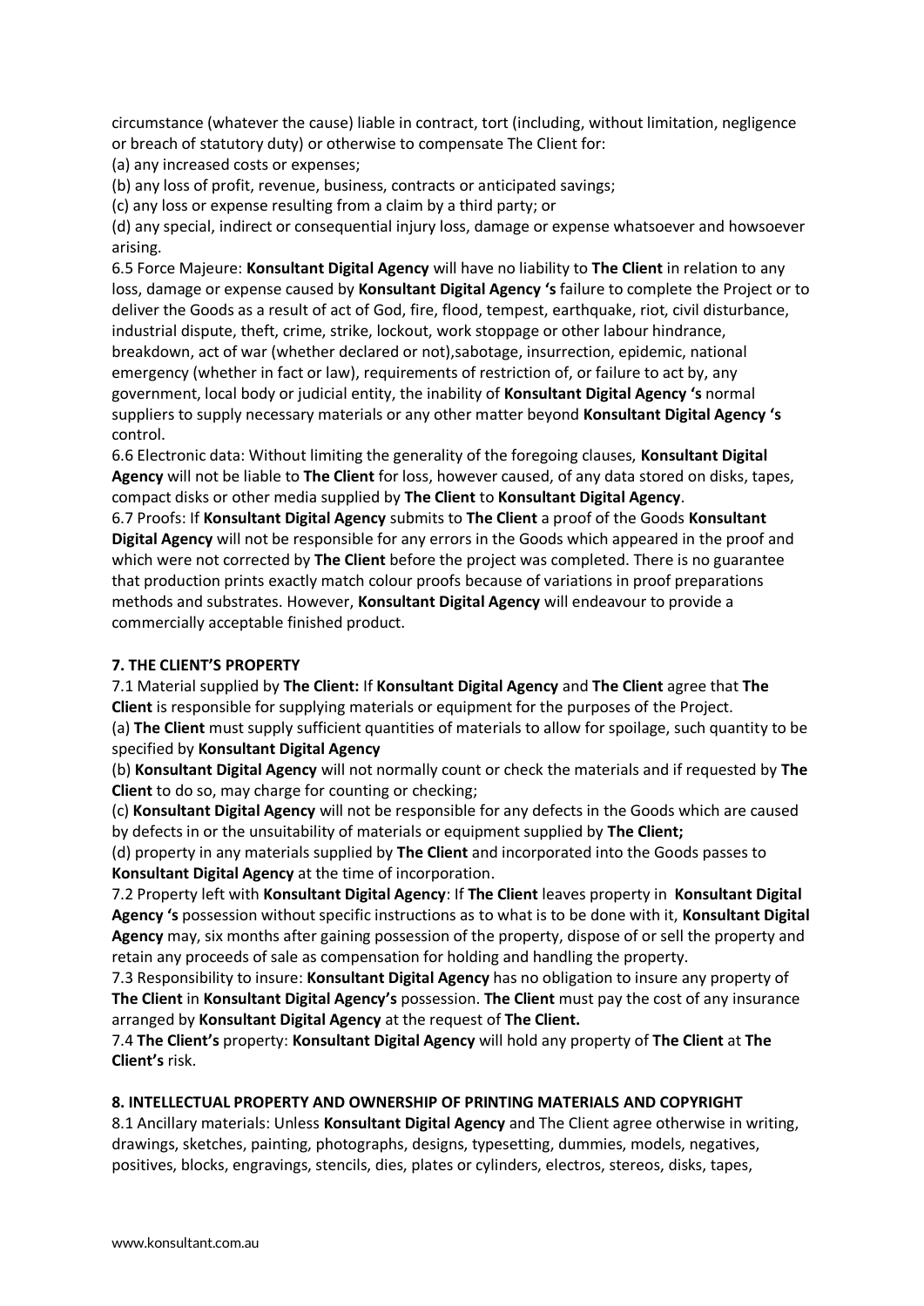circumstance (whatever the cause) liable in contract, tort (including, without limitation, negligence or breach of statutory duty) or otherwise to compensate The Client for:

(a) any increased costs or expenses;

(b) any loss of profit, revenue, business, contracts or anticipated savings;

(c) any loss or expense resulting from a claim by a third party; or

(d) any special, indirect or consequential injury loss, damage or expense whatsoever and howsoever arising.

6.5 Force Majeure: **Konsultant Digital Agency** will have no liability to **The Client** in relation to any loss, damage or expense caused by **Konsultant Digital Agency 's** failure to complete the Project or to deliver the Goods as a result of act of God, fire, flood, tempest, earthquake, riot, civil disturbance, industrial dispute, theft, crime, strike, lockout, work stoppage or other labour hindrance, breakdown, act of war (whether declared or not),sabotage, insurrection, epidemic, national emergency (whether in fact or law), requirements of restriction of, or failure to act by, any government, local body or judicial entity, the inability of **Konsultant Digital Agency 's** normal suppliers to supply necessary materials or any other matter beyond **Konsultant Digital Agency 's** control.

6.6 Electronic data: Without limiting the generality of the foregoing clauses, **Konsultant Digital Agency** will not be liable to **The Client** for loss, however caused, of any data stored on disks, tapes, compact disks or other media supplied by **The Client** to **Konsultant Digital Agency**.

6.7 Proofs: If **Konsultant Digital Agency** submits to **The Client** a proof of the Goods **Konsultant Digital Agency** will not be responsible for any errors in the Goods which appeared in the proof and which were not corrected by **The Client** before the project was completed. There is no guarantee that production prints exactly match colour proofs because of variations in proof preparations methods and substrates. However, **Konsultant Digital Agency** will endeavour to provide a commercially acceptable finished product.

**7. THE CLIENT'S PROPERTY**

7.1 Material supplied by **The Client:** If **Konsultant Digital Agency** and **The Client** agree that **The Client** is responsible for supplying materials or equipment for the purposes of the Project.

(a) **The Client** must supply sufficient quantities of materials to allow for spoilage, such quantity to be specified by **Konsultant Digital Agency**

(b) **Konsultant Digital Agency** will not normally count or check the materials and if requested by **The Client** to do so, may charge for counting or checking;

(c) **Konsultant Digital Agency** will not be responsible for any defects in the Goods which are caused by defects in or the unsuitability of materials or equipment supplied by **The Client;**

(d) property in any materials supplied by **The Client** and incorporated into the Goods passes to **Konsultant Digital Agency** at the time of incorporation.

7.2 Property left with **Konsultant Digital Agency**: If **The Client** leaves property in **Konsultant Digital Agency 's** possession without specific instructions as to what is to be done with it, **Konsultant Digital Agency** may, six months after gaining possession of the property, dispose of or sell the property and retain any proceeds of sale as compensation for holding and handling the property.

7.3 Responsibility to insure: **Konsultant Digital Agency** has no obligation to insure any property of **The Client** in **Konsultant Digital Agency's** possession. **The Client** must pay the cost of any insurance arranged by **Konsultant Digital Agency** at the request of **The Client.**

7.4 **The Client's** property: **Konsultant Digital Agency** will hold any property of **The Client** at **The Client's** risk.

**8. INTELLECTUAL PROPERTY AND OWNERSHIP OF PRINTING MATERIALS AND COPYRIGHT**

8.1 Ancillary materials: Unless **Konsultant Digital Agency** and The Client agree otherwise in writing, drawings, sketches, painting, photographs, designs, typesetting, dummies, models, negatives, positives, blocks, engravings, stencils, dies, plates or cylinders, electros, stereos, disks, tapes,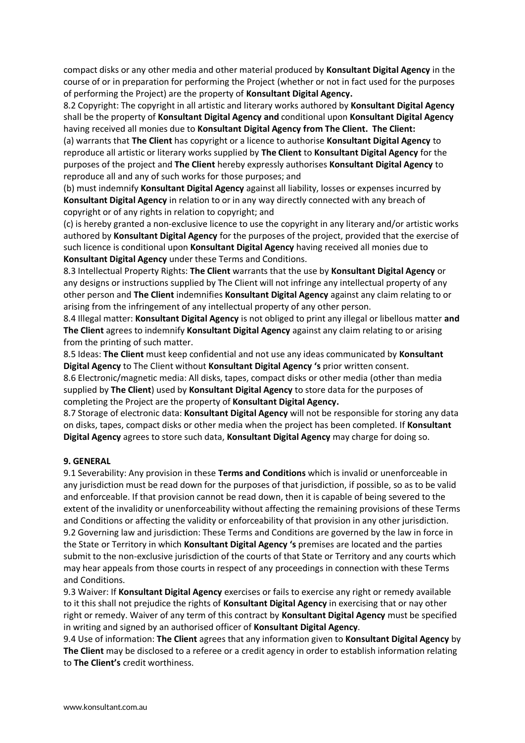compact disks or any other media and other material produced by **Konsultant Digital Agency** in the course of or in preparation for performing the Project (whether or not in fact used for the purposes of performing the Project) are the property of **Konsultant Digital Agency.**

8.2 Copyright: The copyright in all artistic and literary works authored by **Konsultant Digital Agency** shall be the property of **Konsultant Digital Agency and** conditional upon **Konsultant Digital Agency** having received all monies due to **Konsultant Digital Agency from The Client. The Client:**

(a) warrants that **The Client** has copyright or a licence to authorise **Konsultant Digital Agency** to reproduce all artistic or literary works supplied by **The Client** to **Konsultant Digital Agency** for the purposes of the project and **The Client** hereby expressly authorises **Konsultant Digital Agency** to reproduce all and any of such works for those purposes; and

(b) must indemnify **Konsultant Digital Agency** against all liability, losses or expenses incurred by **Konsultant Digital Agency** in relation to or in any way directly connected with any breach of copyright or of any rights in relation to copyright; and

(c) is hereby granted a non-exclusive licence to use the copyright in any literary and/or artistic works authored by **Konsultant Digital Agency** for the purposes of the project, provided that the exercise of such licence is conditional upon **Konsultant Digital Agency** having received all monies due to **Konsultant Digital Agency** under these Terms and Conditions.

8.3 Intellectual Property Rights: **The Client** warrants that the use by **Konsultant Digital Agency** or any designs or instructions supplied by The Client will not infringe any intellectual property of any other person and **The Client** indemnifies **Konsultant Digital Agency** against any claim relating to or arising from the infringement of any intellectual property of any other person.

8.4 Illegal matter: **Konsultant Digital Agency** is not obliged to print any illegal or libellous matter **and The Client** agrees to indemnify **Konsultant Digital Agency** against any claim relating to or arising from the printing of such matter.

8.5 Ideas: **The Client** must keep confidential and not use any ideas communicated by **Konsultant Digital Agency** to The Client without **Konsultant Digital Agency 's** prior written consent.

8.6 Electronic/magnetic media: All disks, tapes, compact disks or other media (other than media supplied by **The Client**) used by **Konsultant Digital Agency** to store data for the purposes of completing the Project are the property of **Konsultant Digital Agency.**

8.7 Storage of electronic data: **Konsultant Digital Agency** will not be responsible for storing any data on disks, tapes, compact disks or other media when the project has been completed. If **Konsultant Digital Agency** agrees to store such data, **Konsultant Digital Agency** may charge for doing so.

**9. GENERAL**

9.1 Severability: Any provision in these **Terms and Conditions** which is invalid or unenforceable in any jurisdiction must be read down for the purposes of that jurisdiction, if possible, so as to be valid and enforceable. If that provision cannot be read down, then it is capable of being severed to the extent of the invalidity or unenforceability without affecting the remaining provisions of these Terms and Conditions or affecting the validity or enforceability of that provision in any other jurisdiction.

9.2 Governing law and jurisdiction: These Terms and Conditions are governed by the law in force in the State or Territory in which **Konsultant Digital Agency 's** premises are located and the parties submit to the non-exclusive jurisdiction of the courts of that State or Territory and any courts which may hear appeals from those courts in respect of any proceedings in connection with these Terms and Conditions.

9.3 Waiver: If **Konsultant Digital Agency** exercises or fails to exercise any right or remedy available to it this shall not prejudice the rights of **Konsultant Digital Agency** in exercising that or nay other right or remedy. Waiver of any term of this contract by **Konsultant Digital Agency** must be specified in writing and signed by an authorised officer of **Konsultant Digital Agency**.

9.4 Use of information: **The Client** agrees that any information given to **Konsultant Digital Agency** by **The Client** may be disclosed to a referee or a credit agency in order to establish information relating to **The Client's** credit worthiness.

www.konsultant.com.au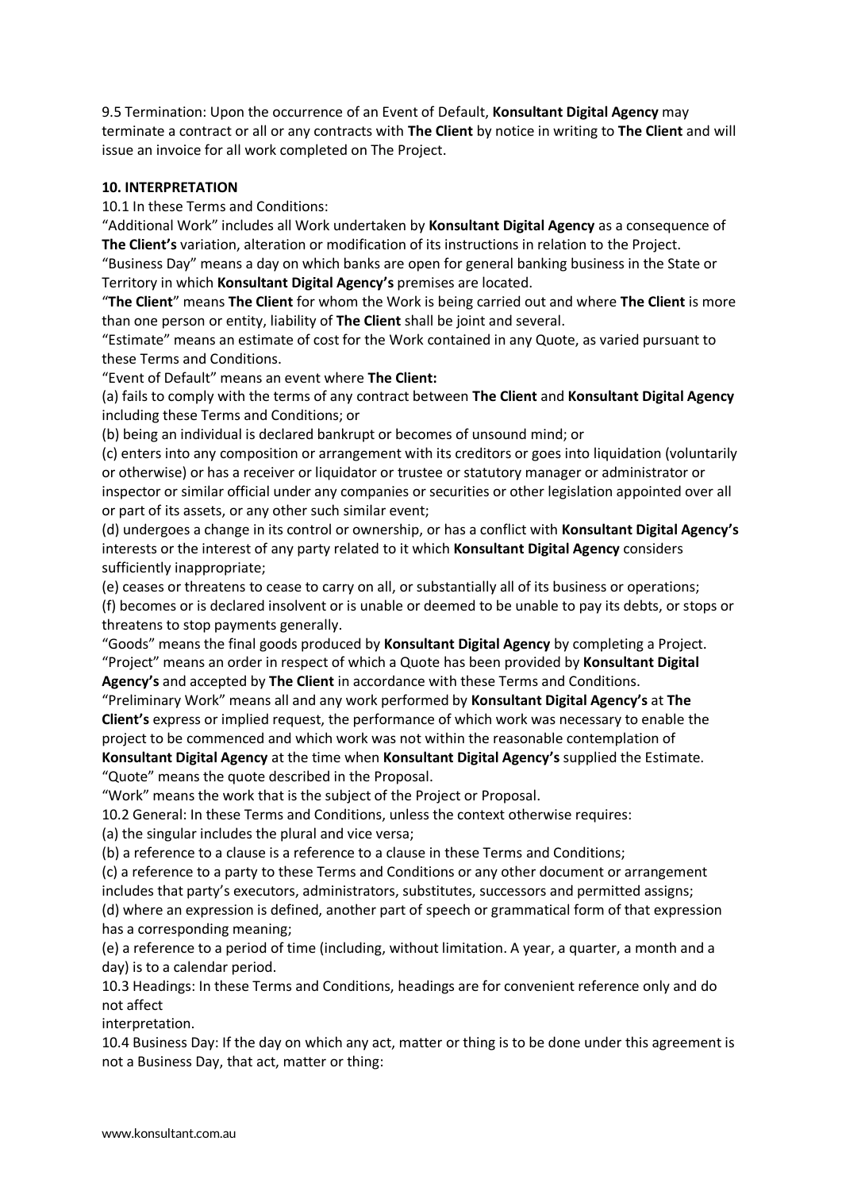9.5 Termination: Upon the occurrence of an Event of Default, **Konsultant Digital Agency** may terminate a contract or all or any contracts with **The Client** by notice in writing to **The Client** and will issue an invoice for all work completed on The Project.

**10. INTERPRETATION**

10.1 In these Terms and Conditions:

"Additional Work" includes all Work undertaken by **Konsultant Digital Agency** as a consequence of **The Client's** variation, alteration or modification of its instructions in relation to the Project.

"Business Day" means a day on which banks are open for general banking business in the State or Territory in which **Konsultant Digital Agency's** premises are located.

"**The Client**" means **The Client** for whom the Work is being carried out and where **The Client** is more than one person or entity, liability of **The Client** shall be joint and several.

"Estimate" means an estimate of cost for the Work contained in any Quote, as varied pursuant to these Terms and Conditions.

"Event of Default" means an event where **The Client:**

(a) fails to comply with the terms of any contract between **The Client** and **Konsultant Digital Agency** including these Terms and Conditions; or

(b) being an individual is declared bankrupt or becomes of unsound mind; or

(c) enters into any composition or arrangement with its creditors or goes into liquidation (voluntarily or otherwise) or has a receiver or liquidator or trustee or statutory manager or administrator or inspector or similar official under any companies or securities or other legislation appointed over all or part of its assets, or any other such similar event;

(d) undergoes a change in its control or ownership, or has a conflict with **Konsultant Digital Agency's** interests or the interest of any party related to it which **Konsultant Digital Agency** considers sufficiently inappropriate;

(e) ceases or threatens to cease to carry on all, or substantially all of its business or operations;

(f) becomes or is declared insolvent or is unable or deemed to be unable to pay its debts, or stops or threatens to stop payments generally.

"Goods" means the final goods produced by **Konsultant Digital Agency** by completing a Project.

"Project" means an order in respect of which a Quote has been provided by **Konsultant Digital Agency's** and accepted by **The Client** in accordance with these Terms and Conditions.

"Preliminary Work" means all and any work performed by **Konsultant Digital Agency's** at **The Client's** express or implied request, the performance of which work was necessary to enable the project to be commenced and which work was not within the reasonable contemplation of **Konsultant Digital Agency** at the time when **Konsultant Digital Agency's** supplied the Estimate.

"Quote" means the quote described in the Proposal.

"Work" means the work that is the subject of the Project or Proposal.

10.2 General: In these Terms and Conditions, unless the context otherwise requires:

(a) the singular includes the plural and vice versa;

(b) a reference to a clause is a reference to a clause in these Terms and Conditions;

(c) a reference to a party to these Terms and Conditions or any other document or arrangement includes that party's executors, administrators, substitutes, successors and permitted assigns;

(d) where an expression is defined, another part of speech or grammatical form of that expression has a corresponding meaning;

(e) a reference to a period of time (including, without limitation. A year, a quarter, a month and a day) is to a calendar period.

10.3 Headings: In these Terms and Conditions, headings are for convenient reference only and do not affect interpretation.

10.4 Business Day: If the day on which any act, matter or thing is to be done under this agreement is not a Business Day, that act, matter or thing: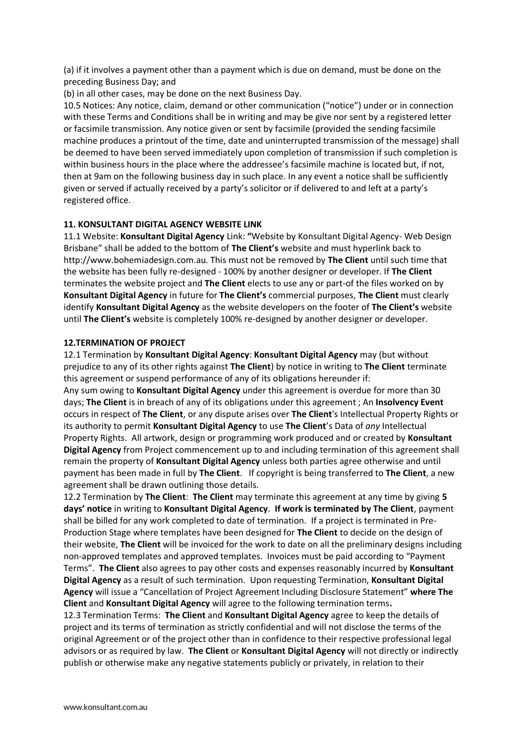(a) if it involves a payment other than a payment which is due on demand, must be done on the preceding Business Day; and

(b) in all other cases, may be done on the next Business Day.

10.5 Notices: Any notice, claim, demand or other communication ("notice") under or in connection with these Terms and Conditions shall be in writing and may be give nor sent by a registered letter or facsimile transmission. Any notice given or sent by facsimile (provided the sending facsimile machine produces a printout of the time, date and uninterrupted transmission of the message) shall be deemed to have been served immediately upon completion of transmission if such completion is within business hours in the place where the addressee's facsimile machine is located but, if not, then at 9am on the following business day in such place. In any event a notice shall be sufficiently given or served if actually received by a party's solicitor or if delivered to and left at a party's registered office.

**11. KONSULTANT DIGITAL AGENCY WEBSITE LINK**

11.1 Website: **Konsultant Digital Agency** Link: **"**Website by Konsultant Digital Agency- Web Design Brisbane" shall be added to the bottom of **The Client's** website and must hyperlink back to http://www.bohemiadesign.com.au. This must not be removed by **The Client** until such time that the website has been fully re-designed - 100% by another designer or developer. If **The Client** terminates the website project and **The Client** elects to use any or part-of the files worked on by **Konsultant Digital Agency** in future for **The Client's** commercial purposes, **The Client** must clearly identify **Konsultant Digital Agency** as the website developers on the footer of **The Client's** website until **The Client's** website is completely 100% re-designed by another designer or developer.

**12.TERMINATION OF PROJECT**

12.1 Termination by **Konsultant Digital Agency**: **Konsultant Digital Agency** may (but without prejudice to any of its other rights against **The Client**) by notice in writing to **The Client** terminate this agreement or suspend performance of any of its obligations hereunder if:

Any sum owing to **Konsultant Digital Agency** under this agreement is overdue for more than 30 days; **The Client** is in breach of any of its obligations under this agreement ; An **Insolvency Event** occurs in respect of **The Client**, or any dispute arises over **The Client**'s Intellectual Property Rights or its authority to permit **Konsultant Digital Agency** to use **The Client**'s Data of *any* Intellectual Property Rights. All artwork, design or programming work produced and or created by **Konsultant Digital Agency** from Project commencement up to and including termination of this agreement shall remain the property of **Konsultant Digital Agency** unless both parties agree otherwise and until payment has been made in full by **The Client**. If copyright is being transferred to **The Client**, a new agreement shall be drawn outlining those details.

12.2 Termination by **The Client**: **The Client** may terminate this agreement at any time by giving **5 days' notice** in writing to **Konsultant Digital Agency**. **If work is terminated by The Client**, payment shall be billed for any work completed to date of termination. If a project is terminated in Pre-Production Stage where templates have been designed for **The Client** to decide on the design of their website, **The Client** will be invoiced for the work to date on all the preliminary designs including non-approved templates and approved templates. Invoices must be paid according to "Payment Terms". **The Client** also agrees to pay other costs and expenses reasonably incurred by **Konsultant Digital Agency** as a result of such termination. Upon requesting Termination, **Konsultant Digital Agency** will issue a "Cancellation of Project Agreement Including Disclosure Statement" **where The Client** and **Konsultant Digital Agency** will agree to the following termination terms**.**

12.3 Termination Terms: **The Client** and **Konsultant Digital Agency** agree to keep the details of project and its terms of termination as strictly confidential and will not disclose the terms of the original Agreement or of the project other than in confidence to their respective professional legal advisors or as required by law. **The Client** or **Konsultant Digital Agency** will not directly or indirectly publish or otherwise make any negative statements publicly or privately, in relation to their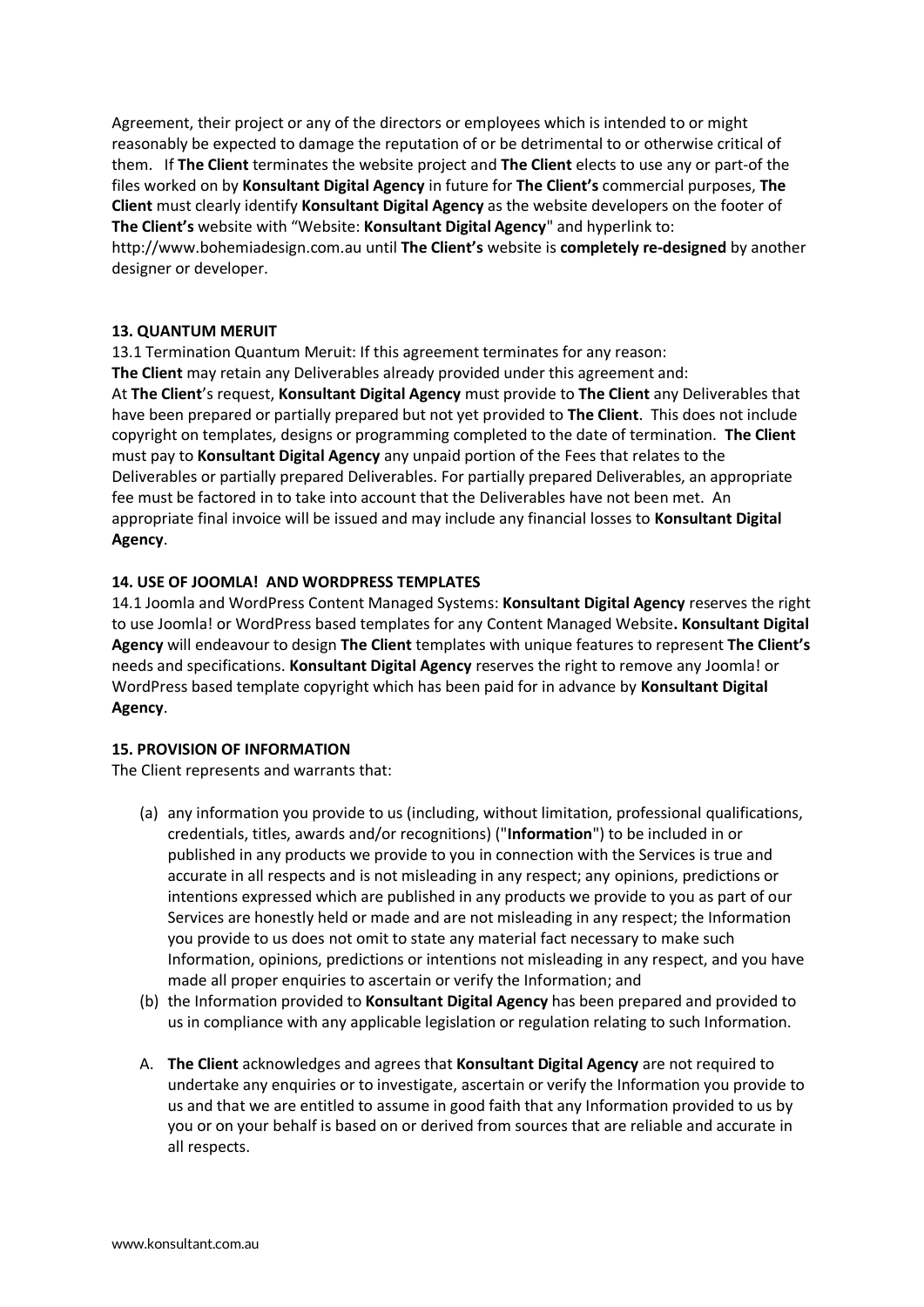Agreement, their project or any of the directors or employees which is intended to or might reasonably be expected to damage the reputation of or be detrimental to or otherwise critical of them. If **The Client** terminates the website project and **The Client** elects to use any or part-of the files worked on by **Konsultant Digital Agency** in future for **The Client's** commercial purposes, **The Client** must clearly identify **Konsultant Digital Agency** as the website developers on the footer of **The Client's** website with "Website: **Konsultant Digital Agency**" and hyperlink to: http://www.bohemiadesign.com.au until **The Client's** website is **completely re-designed** by another designer or developer.

**13. QUANTUM MERUIT**

13.1 Termination Quantum Meruit: If this agreement terminates for any reason:
**The Client** may retain any Deliverables already provided under this agreement and:
At **The Client**'s request, **Konsultant Digital Agency** must provide to **The Client** any Deliverables that have been prepared or partially prepared but not yet provided to **The Client**. This does not include copyright on templates, designs or programming completed to the date of termination. **The Client** must pay to **Konsultant Digital Agency** any unpaid portion of the Fees that relates to the Deliverables or partially prepared Deliverables. For partially prepared Deliverables, an appropriate fee must be factored in to take into account that the Deliverables have not been met. An appropriate final invoice will be issued and may include any financial losses to **Konsultant Digital Agency**.

**14. USE OF JOOMLA! AND WORDPRESS TEMPLATES**

14.1 Joomla and WordPress Content Managed Systems: **Konsultant Digital Agency** reserves the right to use Joomla! or WordPress based templates for any Content Managed Website**. Konsultant Digital Agency** will endeavour to design **The Client** templates with unique features to represent **The Client's** needs and specifications. **Konsultant Digital Agency** reserves the right to remove any Joomla! or WordPress based template copyright which has been paid for in advance by **Konsultant Digital Agency**.

**15. PROVISION OF INFORMATION**

The Client represents and warrants that:

(a) any information you provide to us (including, without limitation, professional qualifications, credentials, titles, awards and/or recognitions) ("**Information**") to be included in or published in any products we provide to you in connection with the Services is true and accurate in all respects and is not misleading in any respect; any opinions, predictions or intentions expressed which are published in any products we provide to you as part of our Services are honestly held or made and are not misleading in any respect; the Information you provide to us does not omit to state any material fact necessary to make such Information, opinions, predictions or intentions not misleading in any respect, and you have made all proper enquiries to ascertain or verify the Information; and

(b) the Information provided to **Konsultant Digital Agency** has been prepared and provided to us in compliance with any applicable legislation or regulation relating to such Information.

A. **The Client** acknowledges and agrees that **Konsultant Digital Agency** are not required to undertake any enquiries or to investigate, ascertain or verify the Information you provide to us and that we are entitled to assume in good faith that any Information provided to us by you or on your behalf is based on or derived from sources that are reliable and accurate in all respects.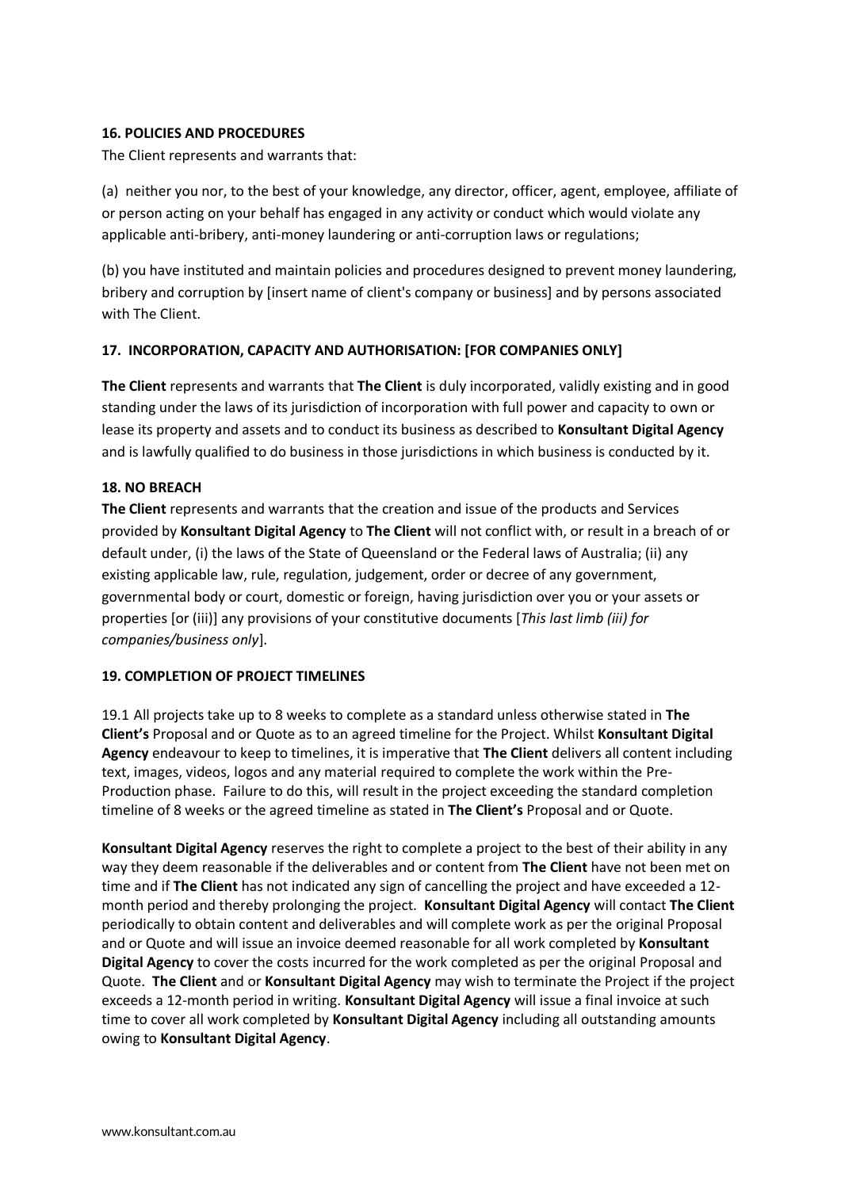**16. POLICIES AND PROCEDURES**

The Client represents and warrants that:

(a) neither you nor, to the best of your knowledge, any director, officer, agent, employee, affiliate of or person acting on your behalf has engaged in any activity or conduct which would violate any applicable anti-bribery, anti-money laundering or anti-corruption laws or regulations;

(b) you have instituted and maintain policies and procedures designed to prevent money laundering, bribery and corruption by [insert name of client's company or business] and by persons associated with The Client.

**17. INCORPORATION, CAPACITY AND AUTHORISATION: [FOR COMPANIES ONLY]**

**The Client** represents and warrants that **The Client** is duly incorporated, validly existing and in good standing under the laws of its jurisdiction of incorporation with full power and capacity to own or lease its property and assets and to conduct its business as described to **Konsultant Digital Agency** and is lawfully qualified to do business in those jurisdictions in which business is conducted by it.

**18. NO BREACH**

**The Client** represents and warrants that the creation and issue of the products and Services provided by **Konsultant Digital Agency** to **The Client** will not conflict with, or result in a breach of or default under, (i) the laws of the State of Queensland or the Federal laws of Australia; (ii) any existing applicable law, rule, regulation, judgement, order or decree of any government, governmental body or court, domestic or foreign, having jurisdiction over you or your assets or properties [or (iii)] any provisions of your constitutive documents [*This last limb (iii) for companies/business only*].

**19. COMPLETION OF PROJECT TIMELINES**

19.1 All projects take up to 8 weeks to complete as a standard unless otherwise stated in **The Client's** Proposal and or Quote as to an agreed timeline for the Project. Whilst **Konsultant Digital Agency** endeavour to keep to timelines, it is imperative that **The Client** delivers all content including text, images, videos, logos and any material required to complete the work within the Pre-Production phase. Failure to do this, will result in the project exceeding the standard completion timeline of 8 weeks or the agreed timeline as stated in **The Client's** Proposal and or Quote.

**Konsultant Digital Agency** reserves the right to complete a project to the best of their ability in any way they deem reasonable if the deliverables and or content from **The Client** have not been met on time and if **The Client** has not indicated any sign of cancelling the project and have exceeded a 12-month period and thereby prolonging the project. **Konsultant Digital Agency** will contact **The Client** periodically to obtain content and deliverables and will complete work as per the original Proposal and or Quote and will issue an invoice deemed reasonable for all work completed by **Konsultant Digital Agency** to cover the costs incurred for the work completed as per the original Proposal and Quote. **The Client** and or **Konsultant Digital Agency** may wish to terminate the Project if the project exceeds a 12-month period in writing. **Konsultant Digital Agency** will issue a final invoice at such time to cover all work completed by **Konsultant Digital Agency** including all outstanding amounts owing to **Konsultant Digital Agency**.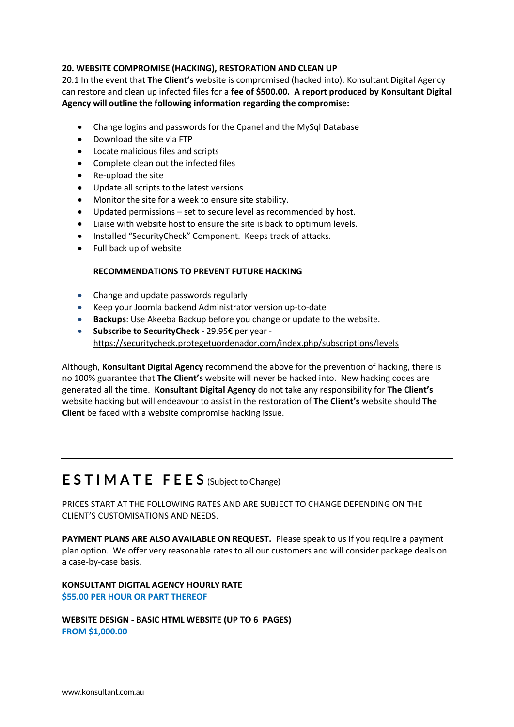**20. WEBSITE COMPROMISE (HACKING), RESTORATION AND CLEAN UP**

20.1 In the event that **The Client's** website is compromised (hacked into), Konsultant Digital Agency can restore and clean up infected files for a **fee of $500.00. A report produced by Konsultant Digital Agency will outline the following information regarding the compromise:**

- Change logins and passwords for the Cpanel and the MySql Database
- Download the site via FTP
- Locate malicious files and scripts
- Complete clean out the infected files
- Re-upload the site
- Update all scripts to the latest versions
- Monitor the site for a week to ensure site stability.
- Updated permissions – set to secure level as recommended by host.
- Liaise with website host to ensure the site is back to optimum levels.
- Installed "SecurityCheck" Component. Keeps track of attacks.
- Full back up of website

**RECOMMENDATIONS TO PREVENT FUTURE HACKING**

- Change and update passwords regularly
- Keep your Joomla backend Administrator version up-to-date
- **Backups**: Use Akeeba Backup before you change or update to the website.
- **Subscribe to SecurityCheck -** 29.95€ per year - https://securitycheck.protegetuordenador.com/index.php/subscriptions/levels

Although, **Konsultant Digital Agency** recommend the above for the prevention of hacking, there is no 100% guarantee that **The Client's** website will never be hacked into. New hacking codes are generated all the time. **Konsultant Digital Agency** do not take any responsibility for **The Client's** website hacking but will endeavour to assist in the restoration of **The Client's** website should **The Client** be faced with a website compromise hacking issue.

---

# ESTIMATE FEES (Subject to Change)

PRICES START AT THE FOLLOWING RATES AND ARE SUBJECT TO CHANGE DEPENDING ON THE CLIENT'S CUSTOMISATIONS AND NEEDS.

**PAYMENT PLANS ARE ALSO AVAILABLE ON REQUEST.** Please speak to us if you require a payment plan option. We offer very reasonable rates to all our customers and will consider package deals on a case-by-case basis.

**KONSULTANT DIGITAL AGENCY HOURLY RATE**
**$55.00 PER HOUR OR PART THEREOF**

**WEBSITE DESIGN - BASIC HTML WEBSITE (UP TO 6 PAGES)**
**FROM $1,000.00**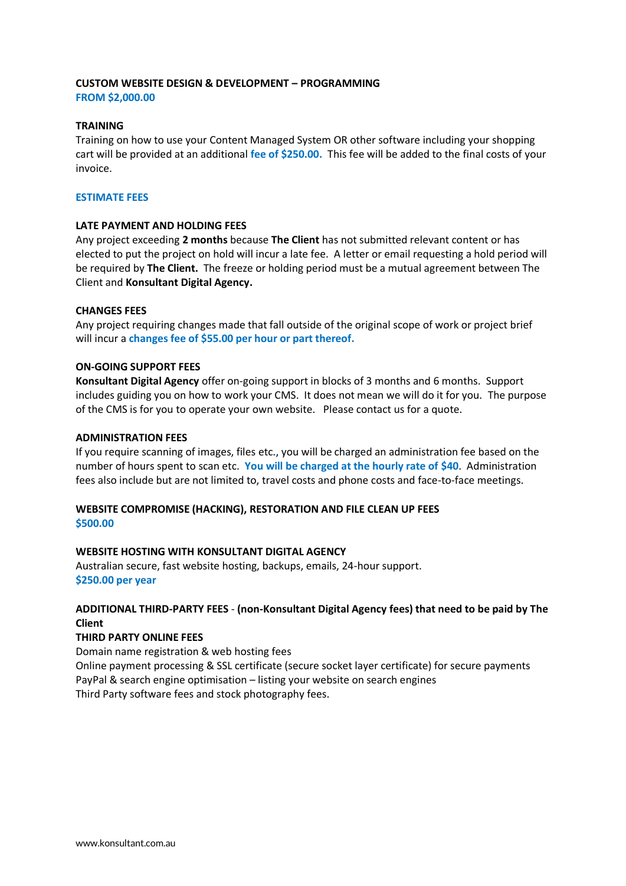**CUSTOM WEBSITE DESIGN & DEVELOPMENT – PROGRAMMING**
**FROM $2,000.00**

**TRAINING**
Training on how to use your Content Managed System OR other software including your shopping cart will be provided at an additional **fee of $250.00.** This fee will be added to the final costs of your invoice.

**ESTIMATE FEES**

**LATE PAYMENT AND HOLDING FEES**
Any project exceeding **2 months** because **The Client** has not submitted relevant content or has elected to put the project on hold will incur a late fee. A letter or email requesting a hold period will be required by **The Client.** The freeze or holding period must be a mutual agreement between The Client and **Konsultant Digital Agency.**

**CHANGES FEES**
Any project requiring changes made that fall outside of the original scope of work or project brief will incur a **changes fee of $55.00 per hour or part thereof.**

**ON-GOING SUPPORT FEES**
**Konsultant Digital Agency** offer on-going support in blocks of 3 months and 6 months. Support includes guiding you on how to work your CMS. It does not mean we will do it for you. The purpose of the CMS is for you to operate your own website. Please contact us for a quote.

**ADMINISTRATION FEES**
If you require scanning of images, files etc., you will be charged an administration fee based on the number of hours spent to scan etc. **You will be charged at the hourly rate of $40**. Administration fees also include but are not limited to, travel costs and phone costs and face-to-face meetings.

**WEBSITE COMPROMISE (HACKING), RESTORATION AND FILE CLEAN UP FEES**
**$500.00**

**WEBSITE HOSTING WITH KONSULTANT DIGITAL AGENCY**
Australian secure, fast website hosting, backups, emails, 24-hour support.
**$250.00 per year**

**ADDITIONAL THIRD-PARTY FEES** - **(non-Konsultant Digital Agency fees) that need to be paid by The Client**
**THIRD PARTY ONLINE FEES**
Domain name registration & web hosting fees
Online payment processing & SSL certificate (secure socket layer certificate) for secure payments
PayPal & search engine optimisation – listing your website on search engines
Third Party software fees and stock photography fees.

www.konsultant.com.au